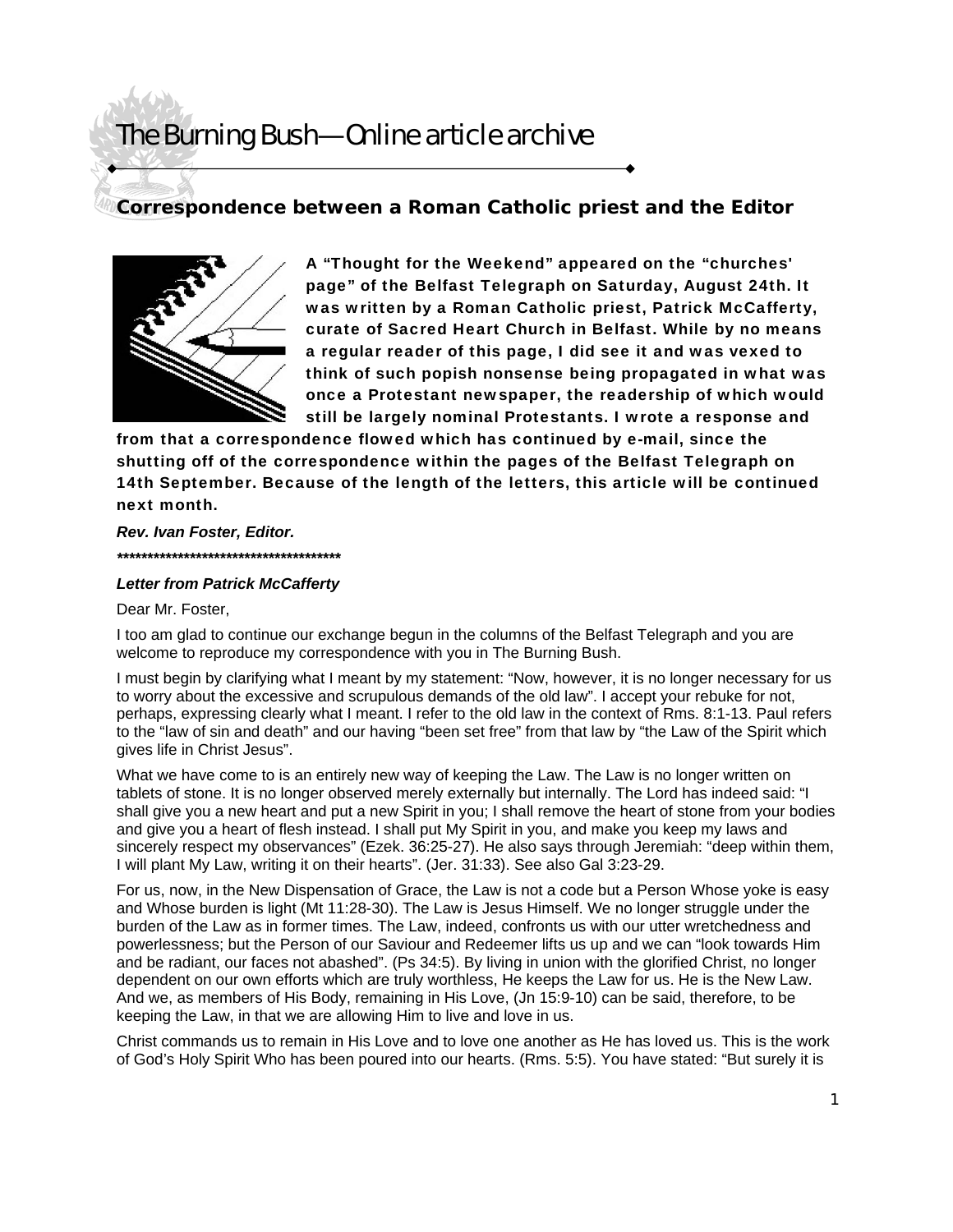# The Burning Bush—Online article archive

## Correspondence between a Roman Catholic priest and the Editor

**A "Thought for the Weekend" appeared on the "churches' page" of the Belfast Telegraph on Saturday, August 24th. It was written by a Roman Catholic priest, Patrick McCafferty, curate of Sacred Heart Church in Belfast. While by no means a regular reader of this page, I did see it and was vexed to think of such popish nonsense being propagated in what was once a Protestant newspaper, the readership of which would still be largely nominal Protestants. I wrote a response and from that a correspondence flowed which has continued by e-mail, since the shutting off of the correspondence within the pages of the Belfast Telegraph on 14th September. Because of the length of the letters, this article will be continued next month.**

***Rev. Ivan Foster, Editor.***

***************************************

***Letter from Patrick McCafferty***

Dear Mr. Foster,

I too am glad to continue our exchange begun in the columns of the Belfast Telegraph and you are welcome to reproduce my correspondence with you in The Burning Bush.

I must begin by clarifying what I meant by my statement: "Now, however, it is no longer necessary for us to worry about the excessive and scrupulous demands of the old law". I accept your rebuke for not, perhaps, expressing clearly what I meant. I refer to the old law in the context of Rms. 8:1-13. Paul refers to the "law of sin and death" and our having "been set free" from that law by "the Law of the Spirit which gives life in Christ Jesus".

What we have come to is an entirely new way of keeping the Law. The Law is no longer written on tablets of stone. It is no longer observed merely externally but internally. The Lord has indeed said: "I shall give you a new heart and put a new Spirit in you; I shall remove the heart of stone from your bodies and give you a heart of flesh instead. I shall put My Spirit in you, and make you keep my laws and sincerely respect my observances" (Ezek. 36:25-27). He also says through Jeremiah: "deep within them, I will plant My Law, writing it on their hearts". (Jer. 31:33). See also Gal 3:23-29.

For us, now, in the New Dispensation of Grace, the Law is not a code but a Person Whose yoke is easy and Whose burden is light (Mt 11:28-30). The Law is Jesus Himself. We no longer struggle under the burden of the Law as in former times. The Law, indeed, confronts us with our utter wretchedness and powerlessness; but the Person of our Saviour and Redeemer lifts us up and we can "look towards Him and be radiant, our faces not abashed". (Ps 34:5). By living in union with the glorified Christ, no longer dependent on our own efforts which are truly worthless, He keeps the Law for us. He is the New Law. And we, as members of His Body, remaining in His Love, (Jn 15:9-10) can be said, therefore, to be keeping the Law, in that we are allowing Him to live and love in us.

Christ commands us to remain in His Love and to love one another as He has loved us. This is the work of God's Holy Spirit Who has been poured into our hearts. (Rms. 5:5). You have stated: "But surely it is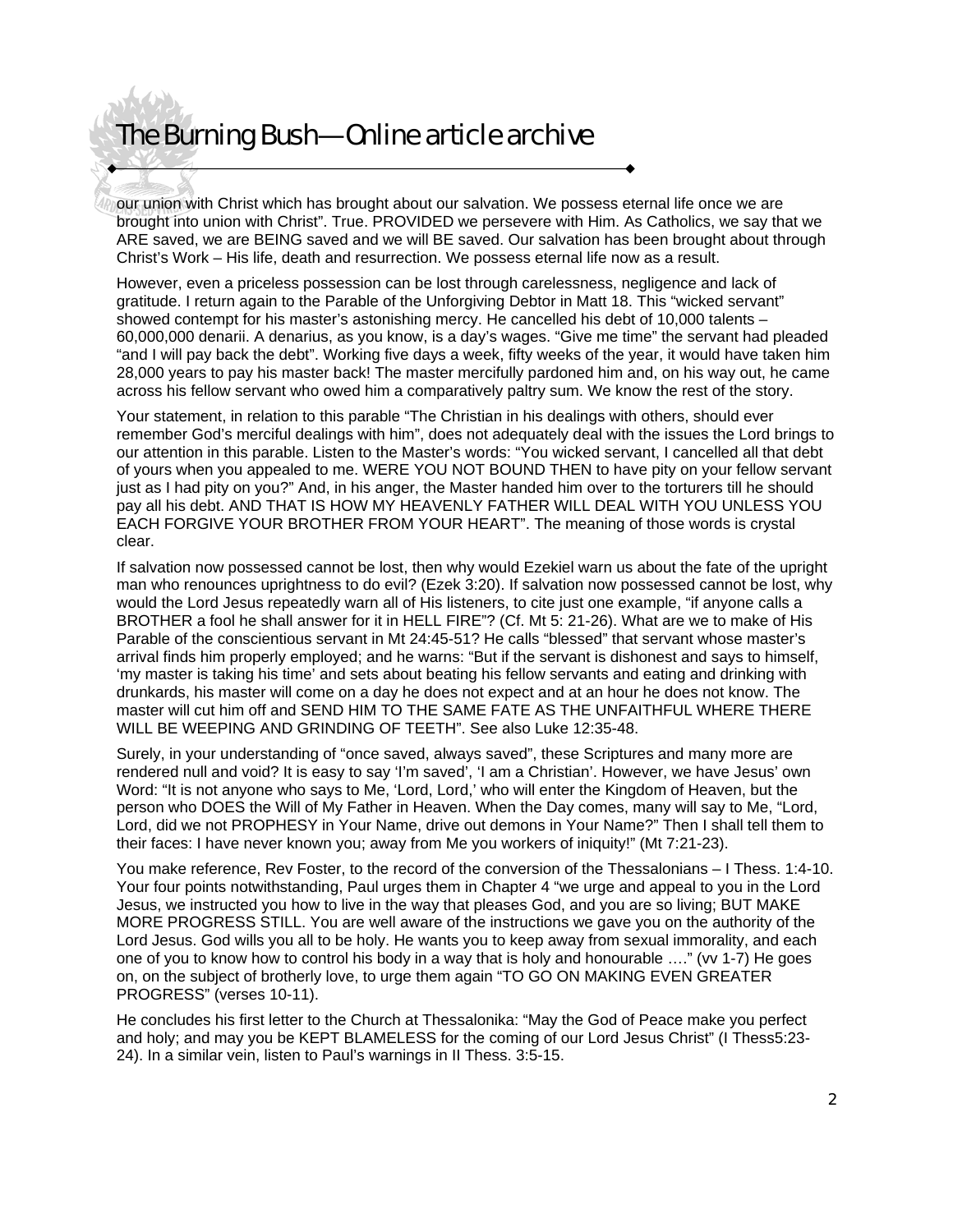our union with Christ which has brought about our salvation. We possess eternal life once we are brought into union with Christ". True. PROVIDED we persevere with Him. As Catholics, we say that we ARE saved, we are BEING saved and we will BE saved. Our salvation has been brought about through Christ's Work – His life, death and resurrection. We possess eternal life now as a result.

However, even a priceless possession can be lost through carelessness, negligence and lack of gratitude. I return again to the Parable of the Unforgiving Debtor in Matt 18. This "wicked servant" showed contempt for his master's astonishing mercy. He cancelled his debt of 10,000 talents – 60,000,000 denarii. A denarius, as you know, is a day's wages. "Give me time" the servant had pleaded "and I will pay back the debt". Working five days a week, fifty weeks of the year, it would have taken him 28,000 years to pay his master back! The master mercifully pardoned him and, on his way out, he came across his fellow servant who owed him a comparatively paltry sum. We know the rest of the story.

Your statement, in relation to this parable "The Christian in his dealings with others, should ever remember God's merciful dealings with him", does not adequately deal with the issues the Lord brings to our attention in this parable. Listen to the Master's words: "You wicked servant, I cancelled all that debt of yours when you appealed to me. WERE YOU NOT BOUND THEN to have pity on your fellow servant just as I had pity on you?" And, in his anger, the Master handed him over to the torturers till he should pay all his debt. AND THAT IS HOW MY HEAVENLY FATHER WILL DEAL WITH YOU UNLESS YOU EACH FORGIVE YOUR BROTHER FROM YOUR HEART". The meaning of those words is crystal clear.

If salvation now possessed cannot be lost, then why would Ezekiel warn us about the fate of the upright man who renounces uprightness to do evil? (Ezek 3:20). If salvation now possessed cannot be lost, why would the Lord Jesus repeatedly warn all of His listeners, to cite just one example, "if anyone calls a BROTHER a fool he shall answer for it in HELL FIRE"? (Cf. Mt 5: 21-26). What are we to make of His Parable of the conscientious servant in Mt 24:45-51? He calls "blessed" that servant whose master's arrival finds him properly employed; and he warns: "But if the servant is dishonest and says to himself, 'my master is taking his time' and sets about beating his fellow servants and eating and drinking with drunkards, his master will come on a day he does not expect and at an hour he does not know. The master will cut him off and SEND HIM TO THE SAME FATE AS THE UNFAITHFUL WHERE THERE WILL BE WEEPING AND GRINDING OF TEETH". See also Luke 12:35-48.

Surely, in your understanding of "once saved, always saved", these Scriptures and many more are rendered null and void? It is easy to say 'I'm saved', 'I am a Christian'. However, we have Jesus' own Word: "It is not anyone who says to Me, 'Lord, Lord,' who will enter the Kingdom of Heaven, but the person who DOES the Will of My Father in Heaven. When the Day comes, many will say to Me, "Lord, Lord, did we not PROPHESY in Your Name, drive out demons in Your Name?" Then I shall tell them to their faces: I have never known you; away from Me you workers of iniquity!" (Mt 7:21-23).

You make reference, Rev Foster, to the record of the conversion of the Thessalonians – I Thess. 1:4-10. Your four points notwithstanding, Paul urges them in Chapter 4 "we urge and appeal to you in the Lord Jesus, we instructed you how to live in the way that pleases God, and you are so living; BUT MAKE MORE PROGRESS STILL. You are well aware of the instructions we gave you on the authority of the Lord Jesus. God wills you all to be holy. He wants you to keep away from sexual immorality, and each one of you to know how to control his body in a way that is holy and honourable …." (vv 1-7) He goes on, on the subject of brotherly love, to urge them again "TO GO ON MAKING EVEN GREATER PROGRESS" (verses 10-11).

He concludes his first letter to the Church at Thessalonika: "May the God of Peace make you perfect and holy; and may you be KEPT BLAMELESS for the coming of our Lord Jesus Christ" (I Thess5:23-24). In a similar vein, listen to Paul's warnings in II Thess. 3:5-15.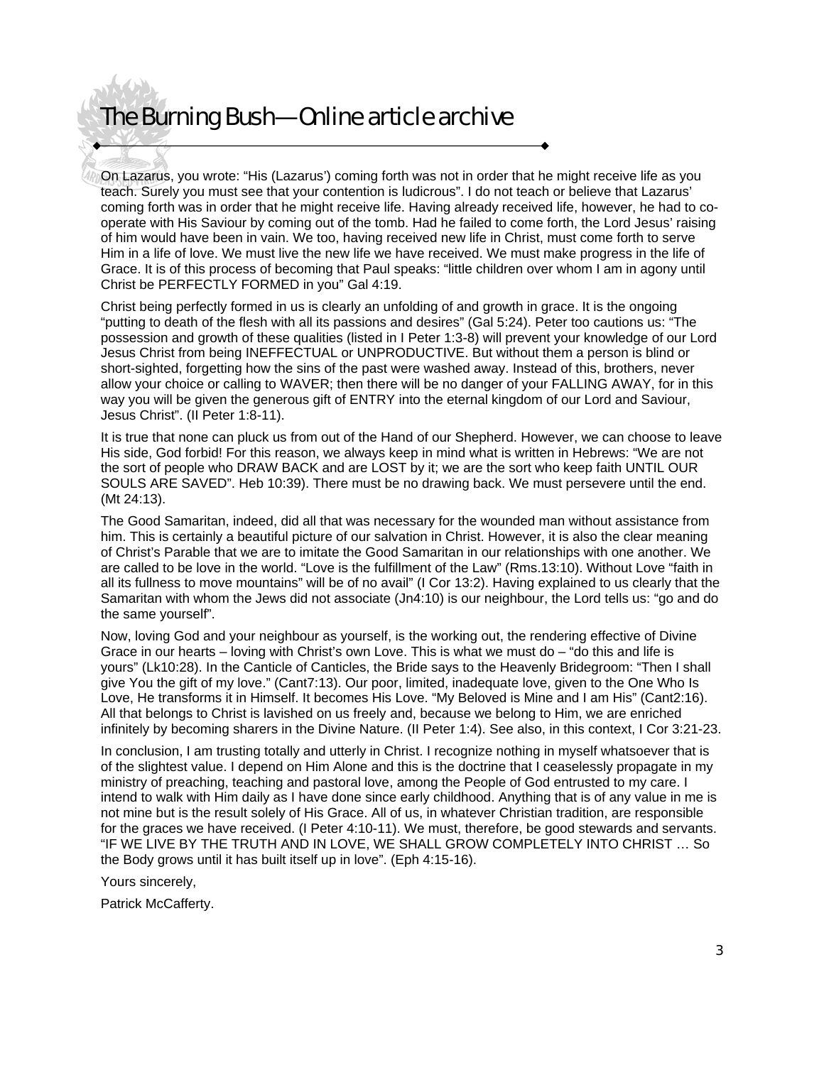On Lazarus, you wrote: “His (Lazarus’) coming forth was not in order that he might receive life as you teach. Surely you must see that your contention is ludicrous”. I do not teach or believe that Lazarus’ coming forth was in order that he might receive life. Having already received life, however, he had to co-operate with His Saviour by coming out of the tomb. Had he failed to come forth, the Lord Jesus’ raising of him would have been in vain. We too, having received new life in Christ, must come forth to serve Him in a life of love. We must live the new life we have received. We must make progress in the life of Grace. It is of this process of becoming that Paul speaks: “little children over whom I am in agony until Christ be PERFECTLY FORMED in you” Gal 4:19.

Christ being perfectly formed in us is clearly an unfolding of and growth in grace. It is the ongoing “putting to death of the flesh with all its passions and desires” (Gal 5:24). Peter too cautions us: “The possession and growth of these qualities (listed in I Peter 1:3-8) will prevent your knowledge of our Lord Jesus Christ from being INEFFECTUAL or UNPRODUCTIVE. But without them a person is blind or short-sighted, forgetting how the sins of the past were washed away. Instead of this, brothers, never allow your choice or calling to WAVER; then there will be no danger of your FALLING AWAY, for in this way you will be given the generous gift of ENTRY into the eternal kingdom of our Lord and Saviour, Jesus Christ”. (II Peter 1:8-11).

It is true that none can pluck us from out of the Hand of our Shepherd. However, we can choose to leave His side, God forbid! For this reason, we always keep in mind what is written in Hebrews: “We are not the sort of people who DRAW BACK and are LOST by it; we are the sort who keep faith UNTIL OUR SOULS ARE SAVED”. Heb 10:39). There must be no drawing back. We must persevere until the end. (Mt 24:13).

The Good Samaritan, indeed, did all that was necessary for the wounded man without assistance from him. This is certainly a beautiful picture of our salvation in Christ. However, it is also the clear meaning of Christ’s Parable that we are to imitate the Good Samaritan in our relationships with one another. We are called to be love in the world. “Love is the fulfillment of the Law” (Rms.13:10). Without Love “faith in all its fullness to move mountains” will be of no avail” (I Cor 13:2). Having explained to us clearly that the Samaritan with whom the Jews did not associate (Jn4:10) is our neighbour, the Lord tells us: “go and do the same yourself”.

Now, loving God and your neighbour as yourself, is the working out, the rendering effective of Divine Grace in our hearts – loving with Christ’s own Love. This is what we must do – “do this and life is yours” (Lk10:28). In the Canticle of Canticles, the Bride says to the Heavenly Bridegroom: “Then I shall give You the gift of my love.” (Cant7:13). Our poor, limited, inadequate love, given to the One Who Is Love, He transforms it in Himself. It becomes His Love. “My Beloved is Mine and I am His” (Cant2:16). All that belongs to Christ is lavished on us freely and, because we belong to Him, we are enriched infinitely by becoming sharers in the Divine Nature. (II Peter 1:4). See also, in this context, I Cor 3:21-23.

In conclusion, I am trusting totally and utterly in Christ. I recognize nothing in myself whatsoever that is of the slightest value. I depend on Him Alone and this is the doctrine that I ceaselessly propagate in my ministry of preaching, teaching and pastoral love, among the People of God entrusted to my care. I intend to walk with Him daily as I have done since early childhood. Anything that is of any value in me is not mine but is the result solely of His Grace. All of us, in whatever Christian tradition, are responsible for the graces we have received. (I Peter 4:10-11). We must, therefore, be good stewards and servants. “IF WE LIVE BY THE TRUTH AND IN LOVE, WE SHALL GROW COMPLETELY INTO CHRIST … So the Body grows until it has built itself up in love”. (Eph 4:15-16).

Yours sincerely,

Patrick McCafferty.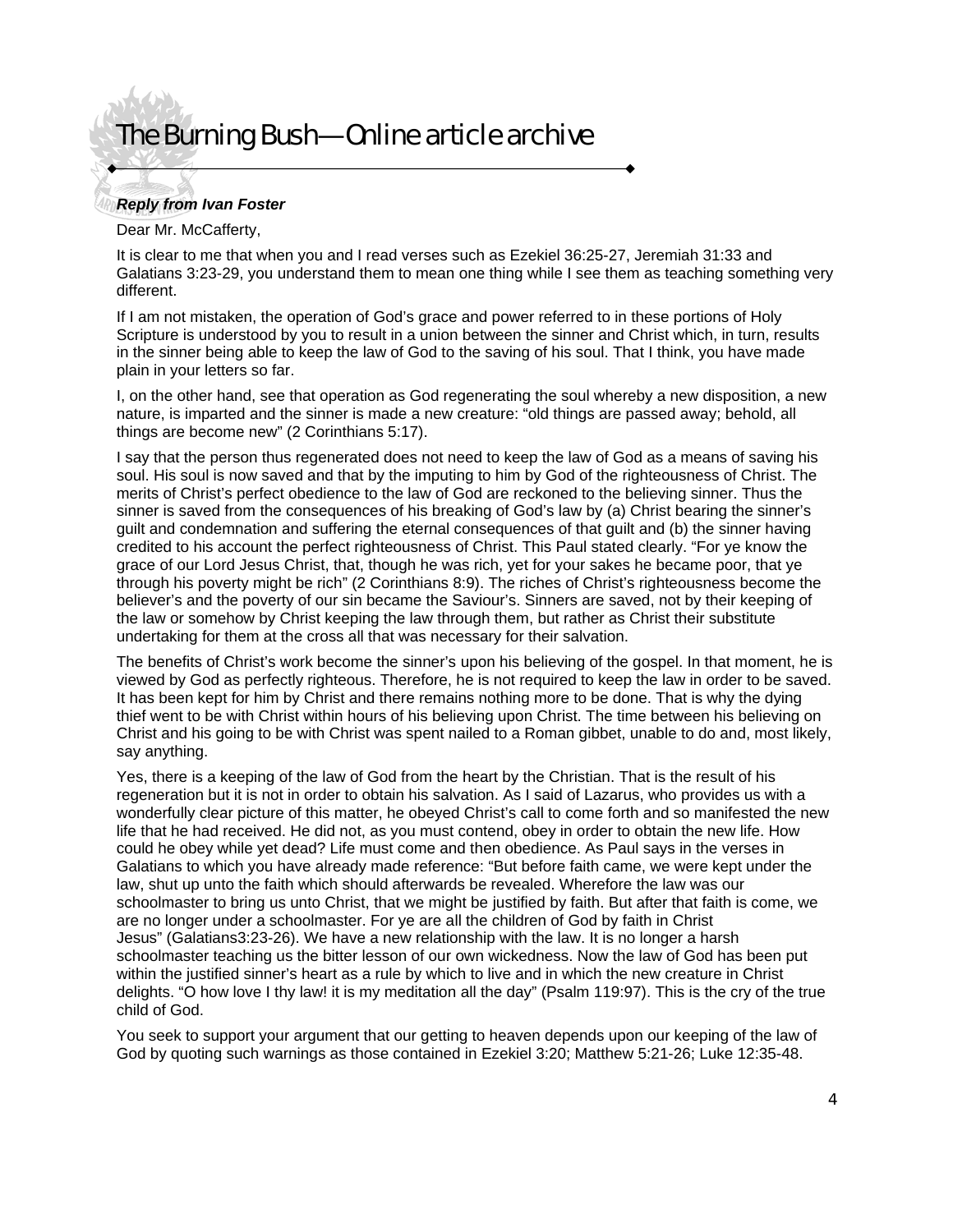***Reply from Ivan Foster***

Dear Mr. McCafferty,

It is clear to me that when you and I read verses such as Ezekiel 36:25-27, Jeremiah 31:33 and Galatians 3:23-29, you understand them to mean one thing while I see them as teaching something very different.

If I am not mistaken, the operation of God's grace and power referred to in these portions of Holy Scripture is understood by you to result in a union between the sinner and Christ which, in turn, results in the sinner being able to keep the law of God to the saving of his soul. That I think, you have made plain in your letters so far.

I, on the other hand, see that operation as God regenerating the soul whereby a new disposition, a new nature, is imparted and the sinner is made a new creature: "old things are passed away; behold, all things are become new" (2 Corinthians 5:17).

I say that the person thus regenerated does not need to keep the law of God as a means of saving his soul. His soul is now saved and that by the imputing to him by God of the righteousness of Christ. The merits of Christ's perfect obedience to the law of God are reckoned to the believing sinner. Thus the sinner is saved from the consequences of his breaking of God's law by (a) Christ bearing the sinner's guilt and condemnation and suffering the eternal consequences of that guilt and (b) the sinner having credited to his account the perfect righteousness of Christ. This Paul stated clearly. "For ye know the grace of our Lord Jesus Christ, that, though he was rich, yet for your sakes he became poor, that ye through his poverty might be rich" (2 Corinthians 8:9). The riches of Christ's righteousness become the believer's and the poverty of our sin became the Saviour's. Sinners are saved, not by their keeping of the law or somehow by Christ keeping the law through them, but rather as Christ their substitute undertaking for them at the cross all that was necessary for their salvation.

The benefits of Christ's work become the sinner's upon his believing of the gospel. In that moment, he is viewed by God as perfectly righteous. Therefore, he is not required to keep the law in order to be saved. It has been kept for him by Christ and there remains nothing more to be done. That is why the dying thief went to be with Christ within hours of his believing upon Christ. The time between his believing on Christ and his going to be with Christ was spent nailed to a Roman gibbet, unable to do and, most likely, say anything.

Yes, there is a keeping of the law of God from the heart by the Christian. That is the result of his regeneration but it is not in order to obtain his salvation. As I said of Lazarus, who provides us with a wonderfully clear picture of this matter, he obeyed Christ's call to come forth and so manifested the new life that he had received. He did not, as you must contend, obey in order to obtain the new life. How could he obey while yet dead? Life must come and then obedience. As Paul says in the verses in Galatians to which you have already made reference: "But before faith came, we were kept under the law, shut up unto the faith which should afterwards be revealed. Wherefore the law was our schoolmaster to bring us unto Christ, that we might be justified by faith. But after that faith is come, we are no longer under a schoolmaster. For ye are all the children of God by faith in Christ Jesus" (Galatians3:23-26). We have a new relationship with the law. It is no longer a harsh schoolmaster teaching us the bitter lesson of our own wickedness. Now the law of God has been put within the justified sinner's heart as a rule by which to live and in which the new creature in Christ delights. "O how love I thy law! it is my meditation all the day" (Psalm 119:97). This is the cry of the true child of God.

You seek to support your argument that our getting to heaven depends upon our keeping of the law of God by quoting such warnings as those contained in Ezekiel 3:20; Matthew 5:21-26; Luke 12:35-48.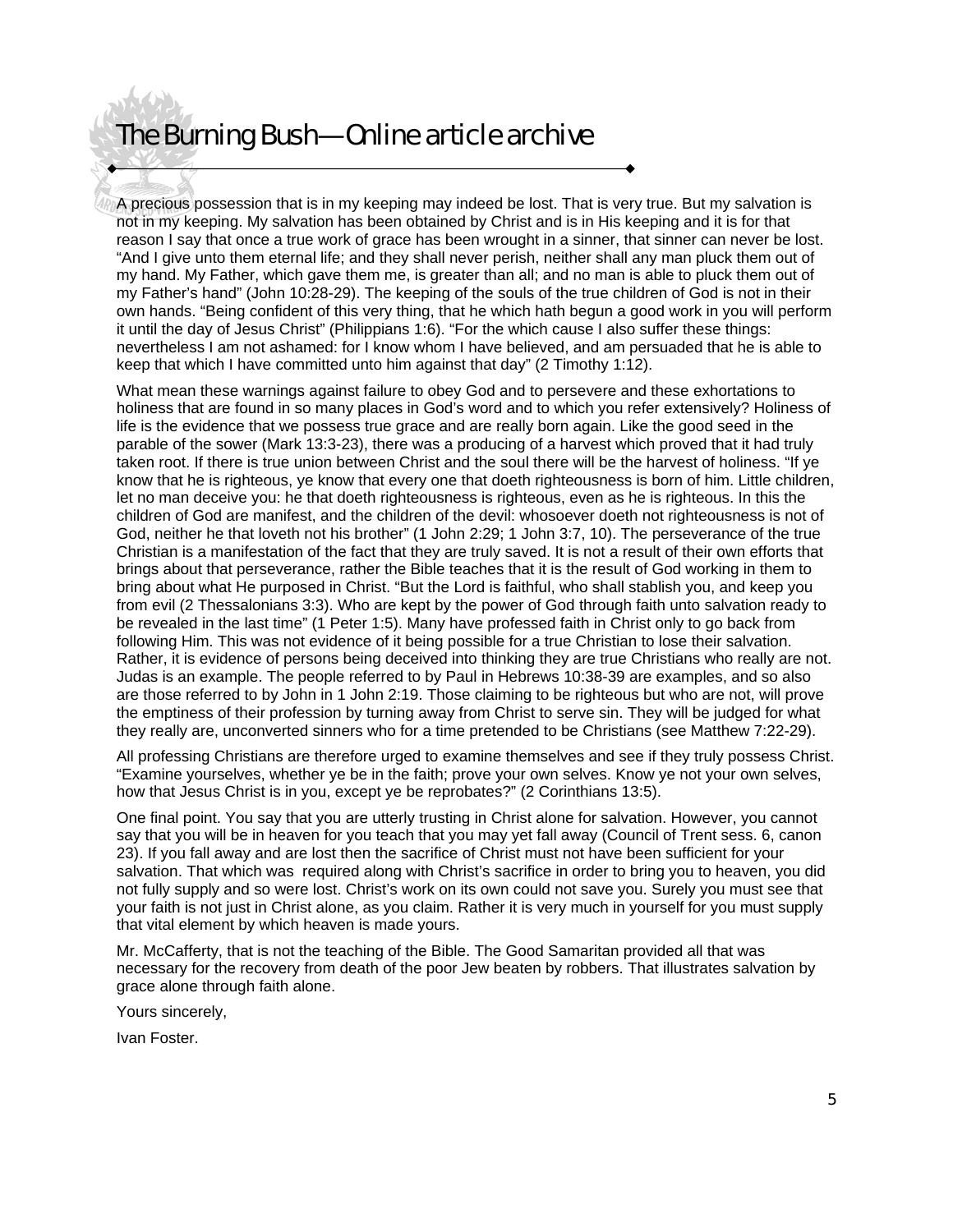A precious possession that is in my keeping may indeed be lost. That is very true. But my salvation is not in my keeping. My salvation has been obtained by Christ and is in His keeping and it is for that reason I say that once a true work of grace has been wrought in a sinner, that sinner can never be lost. “And I give unto them eternal life; and they shall never perish, neither shall any man pluck them out of my hand. My Father, which gave them me, is greater than all; and no man is able to pluck them out of my Father’s hand” (John 10:28-29). The keeping of the souls of the true children of God is not in their own hands. “Being confident of this very thing, that he which hath begun a good work in you will perform it until the day of Jesus Christ” (Philippians 1:6). “For the which cause I also suffer these things: nevertheless I am not ashamed: for I know whom I have believed, and am persuaded that he is able to keep that which I have committed unto him against that day” (2 Timothy 1:12).

What mean these warnings against failure to obey God and to persevere and these exhortations to holiness that are found in so many places in God’s word and to which you refer extensively? Holiness of life is the evidence that we possess true grace and are really born again. Like the good seed in the parable of the sower (Mark 13:3-23), there was a producing of a harvest which proved that it had truly taken root. If there is true union between Christ and the soul there will be the harvest of holiness. “If ye know that he is righteous, ye know that every one that doeth righteousness is born of him. Little children, let no man deceive you: he that doeth righteousness is righteous, even as he is righteous. In this the children of God are manifest, and the children of the devil: whosoever doeth not righteousness is not of God, neither he that loveth not his brother” (1 John 2:29; 1 John 3:7, 10). The perseverance of the true Christian is a manifestation of the fact that they are truly saved. It is not a result of their own efforts that brings about that perseverance, rather the Bible teaches that it is the result of God working in them to bring about what He purposed in Christ. “But the Lord is faithful, who shall stablish you, and keep you from evil (2 Thessalonians 3:3). Who are kept by the power of God through faith unto salvation ready to be revealed in the last time” (1 Peter 1:5). Many have professed faith in Christ only to go back from following Him. This was not evidence of it being possible for a true Christian to lose their salvation. Rather, it is evidence of persons being deceived into thinking they are true Christians who really are not. Judas is an example. The people referred to by Paul in Hebrews 10:38-39 are examples, and so also are those referred to by John in 1 John 2:19. Those claiming to be righteous but who are not, will prove the emptiness of their profession by turning away from Christ to serve sin. They will be judged for what they really are, unconverted sinners who for a time pretended to be Christians (see Matthew 7:22-29).

All professing Christians are therefore urged to examine themselves and see if they truly possess Christ. “Examine yourselves, whether ye be in the faith; prove your own selves. Know ye not your own selves, how that Jesus Christ is in you, except ye be reprobates?” (2 Corinthians 13:5).

One final point. You say that you are utterly trusting in Christ alone for salvation. However, you cannot say that you will be in heaven for you teach that you may yet fall away (Council of Trent sess. 6, canon 23). If you fall away and are lost then the sacrifice of Christ must not have been sufficient for your salvation. That which was required along with Christ’s sacrifice in order to bring you to heaven, you did not fully supply and so were lost. Christ’s work on its own could not save you. Surely you must see that your faith is not just in Christ alone, as you claim. Rather it is very much in yourself for you must supply that vital element by which heaven is made yours.

Mr. McCafferty, that is not the teaching of the Bible. The Good Samaritan provided all that was necessary for the recovery from death of the poor Jew beaten by robbers. That illustrates salvation by grace alone through faith alone.

Yours sincerely,

Ivan Foster.